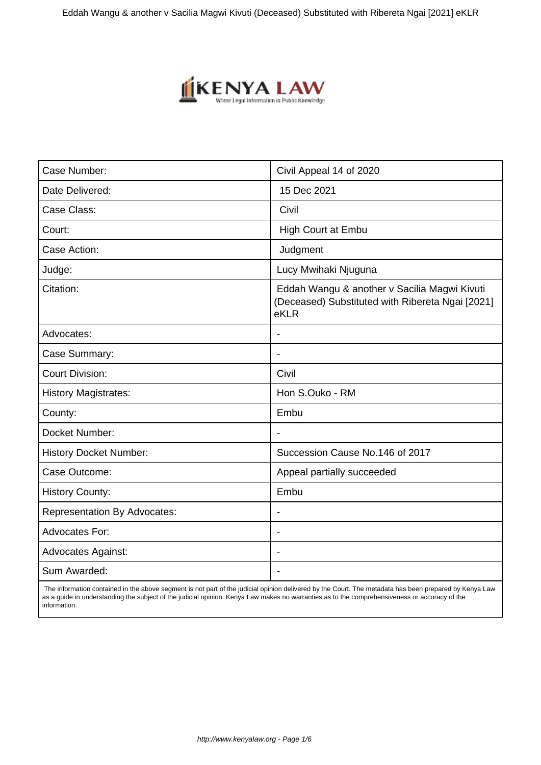| Case Number: | Civil Appeal 14 of 2020 |
|---|---|
| Date Delivered: | 15 Dec 2021 |
| Case Class: | Civil |
| Court: | High Court at Embu |
| Case Action: | Judgment |
| Judge: | Lucy Mwihaki Njuguna |
| Citation: | Eddah Wangu & another v Sacilia Magwi Kivuti (Deceased) Substituted with Ribereta Ngai [2021] eKLR |
| Advocates: | - |
| Case Summary: | - |
| Court Division: | Civil |
| History Magistrates: | Hon S.Ouko - RM |
| County: | Embu |
| Docket Number: | - |
| History Docket Number: | Succession Cause No.146 of 2017 |
| Case Outcome: | Appeal partially succeeded |
| History County: | Embu |
| Representation By Advocates: | - |
| Advocates For: | - |
| Advocates Against: | - |
| Sum Awarded: | - |

The information contained in the above segment is not part of the judicial opinion delivered by the Court. The metadata has been prepared by Kenya Law as a guide in understanding the subject of the judicial opinion. Kenya Law makes no warranties as to the comprehensiveness or accuracy of the information.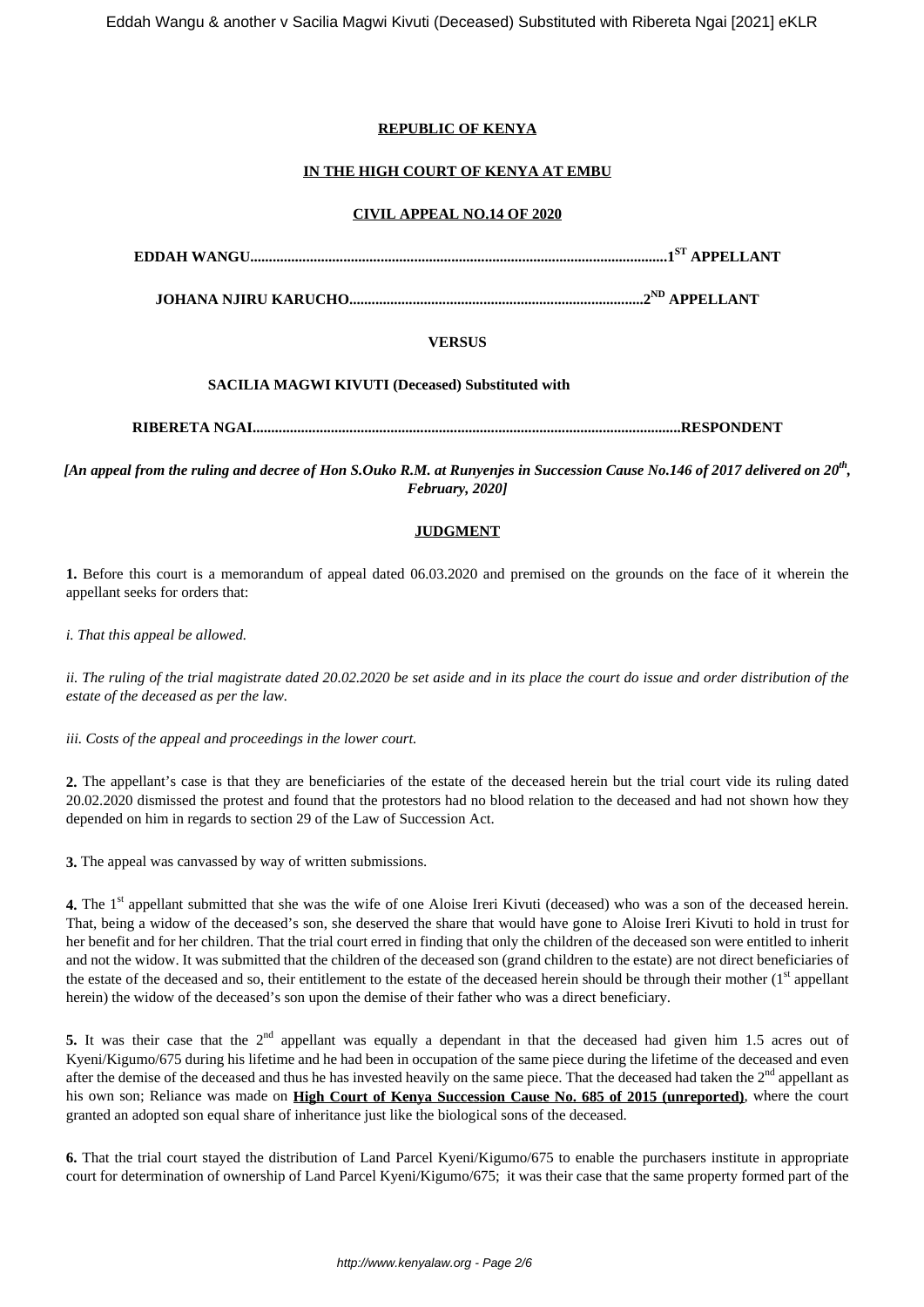**REPUBLIC OF KENYA**

**IN THE HIGH COURT OF KENYA AT EMBU**

**CIVIL APPEAL NO.14 OF 2020**

**EDDAH WANGU..............................................................................................................1ST APPELLANT**

**JOHANA NJIRU KARUCHO..............................................................................2ND APPELLANT**

**VERSUS**

**SACILIA MAGWI KIVUTI (Deceased) Substituted with**

**RIBERETA NGAI...................................................................................................................RESPONDENT**

***[An appeal from the ruling and decree of Hon S.Ouko R.M. at Runyenjes in Succession Cause No.146 of 2017 delivered on 20th, February, 2020]***

**JUDGMENT**

**1.** Before this court is a memorandum of appeal dated 06.03.2020 and premised on the grounds on the face of it wherein the appellant seeks for orders that:

*i. That this appeal be allowed.*

*ii. The ruling of the trial magistrate dated 20.02.2020 be set aside and in its place the court do issue and order distribution of the estate of the deceased as per the law.*

*iii. Costs of the appeal and proceedings in the lower court.*

**2.** The appellant's case is that they are beneficiaries of the estate of the deceased herein but the trial court vide its ruling dated 20.02.2020 dismissed the protest and found that the protestors had no blood relation to the deceased and had not shown how they depended on him in regards to section 29 of the Law of Succession Act.

**3.** The appeal was canvassed by way of written submissions.

**4.** The 1st appellant submitted that she was the wife of one Aloise Ireri Kivuti (deceased) who was a son of the deceased herein. That, being a widow of the deceased's son, she deserved the share that would have gone to Aloise Ireri Kivuti to hold in trust for her benefit and for her children. That the trial court erred in finding that only the children of the deceased son were entitled to inherit and not the widow. It was submitted that the children of the deceased son (grand children to the estate) are not direct beneficiaries of the estate of the deceased and so, their entitlement to the estate of the deceased herein should be through their mother (1st appellant herein) the widow of the deceased's son upon the demise of their father who was a direct beneficiary.

**5.** It was their case that the 2nd appellant was equally a dependant in that the deceased had given him 1.5 acres out of Kyeni/Kigumo/675 during his lifetime and he had been in occupation of the same piece during the lifetime of the deceased and even after the demise of the deceased and thus he has invested heavily on the same piece. That the deceased had taken the 2nd appellant as his own son; Reliance was made on **High Court of Kenya Succession Cause No. 685 of 2015 (unreported)**, where the court granted an adopted son equal share of inheritance just like the biological sons of the deceased.

**6.** That the trial court stayed the distribution of Land Parcel Kyeni/Kigumo/675 to enable the purchasers institute in appropriate court for determination of ownership of Land Parcel Kyeni/Kigumo/675; it was their case that the same property formed part of the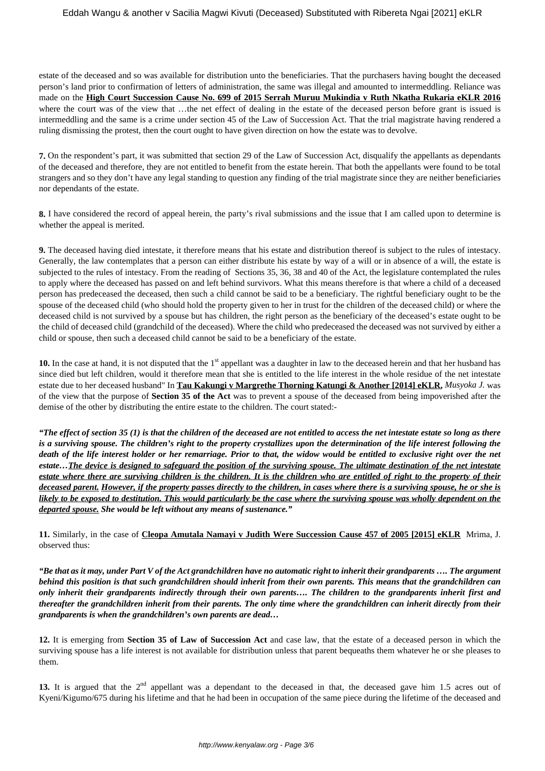estate of the deceased and so was available for distribution unto the beneficiaries. That the purchasers having bought the deceased person's land prior to confirmation of letters of administration, the same was illegal and amounted to intermeddling. Reliance was made on the **High Court Succession Cause No. 699 of 2015 Serrah Muruu Mukindia v Ruth Nkatha Rukaria eKLR 2016** where the court was of the view that …the net effect of dealing in the estate of the deceased person before grant is issued is intermeddling and the same is a crime under section 45 of the Law of Succession Act. That the trial magistrate having rendered a ruling dismissing the protest, then the court ought to have given direction on how the estate was to devolve.

**7.** On the respondent's part, it was submitted that section 29 of the Law of Succession Act, disqualify the appellants as dependants of the deceased and therefore, they are not entitled to benefit from the estate herein. That both the appellants were found to be total strangers and so they don't have any legal standing to question any finding of the trial magistrate since they are neither beneficiaries nor dependants of the estate.

**8.** I have considered the record of appeal herein, the party's rival submissions and the issue that I am called upon to determine is whether the appeal is merited.

**9.** The deceased having died intestate, it therefore means that his estate and distribution thereof is subject to the rules of intestacy. Generally, the law contemplates that a person can either distribute his estate by way of a will or in absence of a will, the estate is subjected to the rules of intestacy. From the reading of Sections 35, 36, 38 and 40 of the Act, the legislature contemplated the rules to apply where the deceased has passed on and left behind survivors. What this means therefore is that where a child of a deceased person has predeceased the deceased, then such a child cannot be said to be a beneficiary. The rightful beneficiary ought to be the spouse of the deceased child (who should hold the property given to her in trust for the children of the deceased child) or where the deceased child is not survived by a spouse but has children, the right person as the beneficiary of the deceased's estate ought to be the child of deceased child (grandchild of the deceased). Where the child who predeceased the deceased was not survived by either a child or spouse, then such a deceased child cannot be said to be a beneficiary of the estate.

**10.** In the case at hand, it is not disputed that the 1st appellant was a daughter in law to the deceased herein and that her husband has since died but left children, would it therefore mean that she is entitled to the life interest in the whole residue of the net intestate estate due to her deceased husband" In **Tau Kakungi v Margrethe Thorning Katungi & Another [2014] eKLR,** *Musyoka J.* was of the view that the purpose of **Section 35 of the Act** was to prevent a spouse of the deceased from being impoverished after the demise of the other by distributing the entire estate to the children. The court stated:-

***"The effect of section 35 (1) is that the children of the deceased are not entitled to access the net intestate estate so long as there is a surviving spouse. The children's right to the property crystallizes upon the determination of the life interest following the death of the life interest holder or her remarriage. Prior to that, the widow would be entitled to exclusive right over the net estate…<u>The device is designed to safeguard the position of the surviving spouse. The ultimate destination of the net intestate estate where there are surviving children is the children. It is the children who are entitled of right to the property of their deceased parent.</u> <u>However, if the property passes directly to the children, in cases where there is a surviving spouse, he or she is likely to be exposed to destitution. This would particularly be the case where the surviving spouse was wholly dependent on the departed spouse.</u> She would be left without any means of sustenance."***

**11.** Similarly, in the case of **Cleopa Amutala Namayi v Judith Were Succession Cause 457 of 2005 [2015] eKLR** Mrima, J. observed thus:

***"Be that as it may, under Part V of the Act grandchildren have no automatic right to inherit their grandparents …. The argument behind this position is that such grandchildren should inherit from their own parents. This means that the grandchildren can only inherit their grandparents indirectly through their own parents…. The children to the grandparents inherit first and thereafter the grandchildren inherit from their parents. The only time where the grandchildren can inherit directly from their grandparents is when the grandchildren's own parents are dead…***

**12.** It is emerging from **Section 35 of Law of Succession Act** and case law, that the estate of a deceased person in which the surviving spouse has a life interest is not available for distribution unless that parent bequeaths them whatever he or she pleases to them.

**13.** It is argued that the 2nd appellant was a dependant to the deceased in that, the deceased gave him 1.5 acres out of Kyeni/Kigumo/675 during his lifetime and that he had been in occupation of the same piece during the lifetime of the deceased and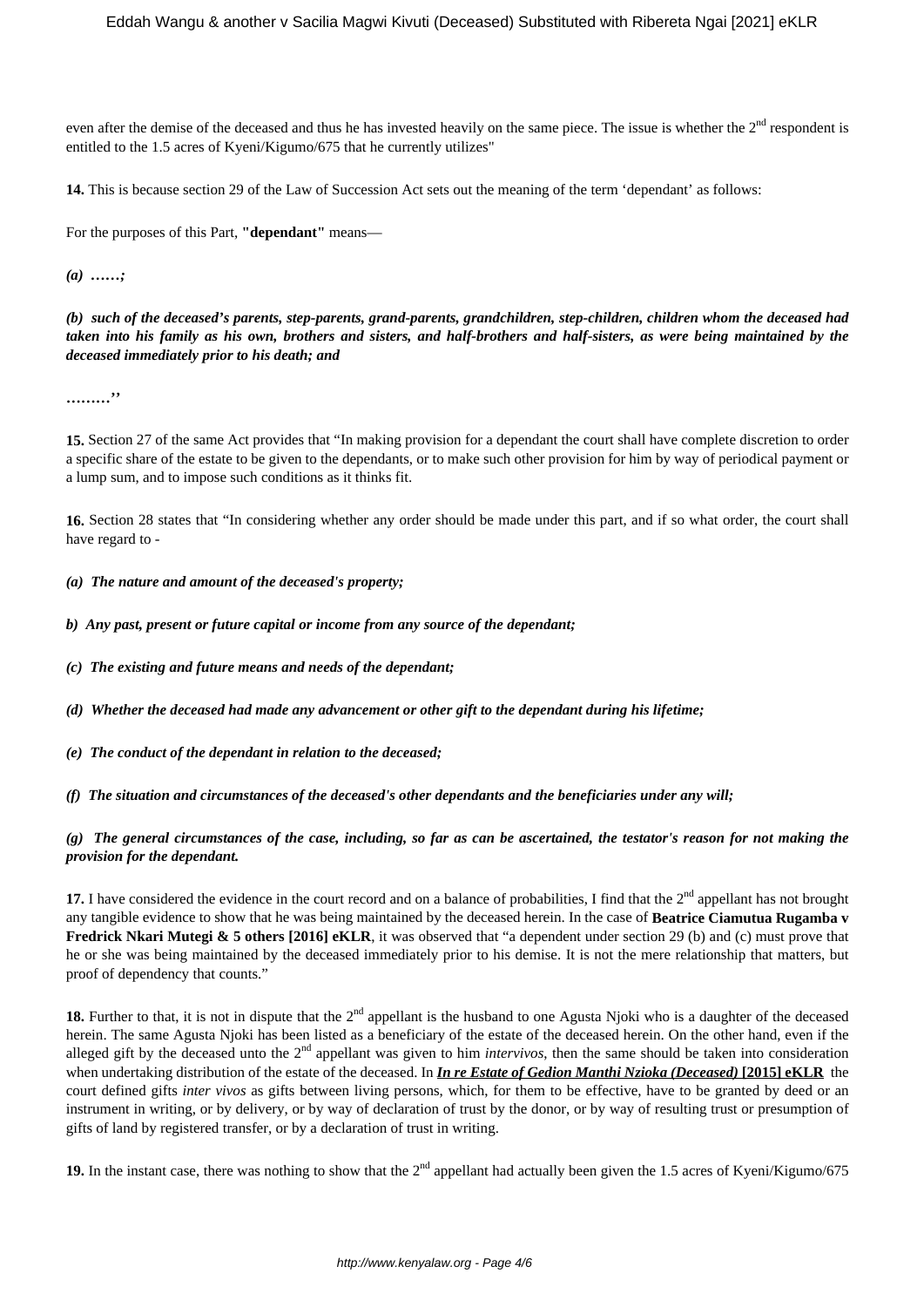even after the demise of the deceased and thus he has invested heavily on the same piece. The issue is whether the 2nd respondent is entitled to the 1.5 acres of Kyeni/Kigumo/675 that he currently utilizes"

**14.** This is because section 29 of the Law of Succession Act sets out the meaning of the term 'dependant' as follows:

For the purposes of this Part, **"dependant"** means—

***(a) ……;***

***(b) such of the deceased's parents, step-parents, grand-parents, grandchildren, step-children, children whom the deceased had taken into his family as his own, brothers and sisters, and half-brothers and half-sisters, as were being maintained by the deceased immediately prior to his death; and***

**………''**

**15.** Section 27 of the same Act provides that "In making provision for a dependant the court shall have complete discretion to order a specific share of the estate to be given to the dependants, or to make such other provision for him by way of periodical payment or a lump sum, and to impose such conditions as it thinks fit.

**16.** Section 28 states that "In considering whether any order should be made under this part, and if so what order, the court shall have regard to -

***(a) The nature and amount of the deceased's property;***

***b) Any past, present or future capital or income from any source of the dependant;***

***(c) The existing and future means and needs of the dependant;***

***(d) Whether the deceased had made any advancement or other gift to the dependant during his lifetime;***

***(e) The conduct of the dependant in relation to the deceased;***

***(f) The situation and circumstances of the deceased's other dependants and the beneficiaries under any will;***

***(g) The general circumstances of the case, including, so far as can be ascertained, the testator's reason for not making the provision for the dependant.***

**17.** I have considered the evidence in the court record and on a balance of probabilities, I find that the 2nd appellant has not brought any tangible evidence to show that he was being maintained by the deceased herein. In the case of **Beatrice Ciamutua Rugamba v Fredrick Nkari Mutegi & 5 others [2016] eKLR**, it was observed that "a dependent under section 29 (b) and (c) must prove that he or she was being maintained by the deceased immediately prior to his demise. It is not the mere relationship that matters, but proof of dependency that counts."

**18.** Further to that, it is not in dispute that the 2nd appellant is the husband to one Agusta Njoki who is a daughter of the deceased herein. The same Agusta Njoki has been listed as a beneficiary of the estate of the deceased herein. On the other hand, even if the alleged gift by the deceased unto the 2nd appellant was given to him *intervivos*, then the same should be taken into consideration when undertaking distribution of the estate of the deceased. In ***In re Estate of Gedion Manthi Nzioka (Deceased)* [2015] eKLR** the court defined gifts *inter vivos* as gifts between living persons, which, for them to be effective, have to be granted by deed or an instrument in writing, or by delivery, or by way of declaration of trust by the donor, or by way of resulting trust or presumption of gifts of land by registered transfer, or by a declaration of trust in writing.

**19.** In the instant case, there was nothing to show that the 2nd appellant had actually been given the 1.5 acres of Kyeni/Kigumo/675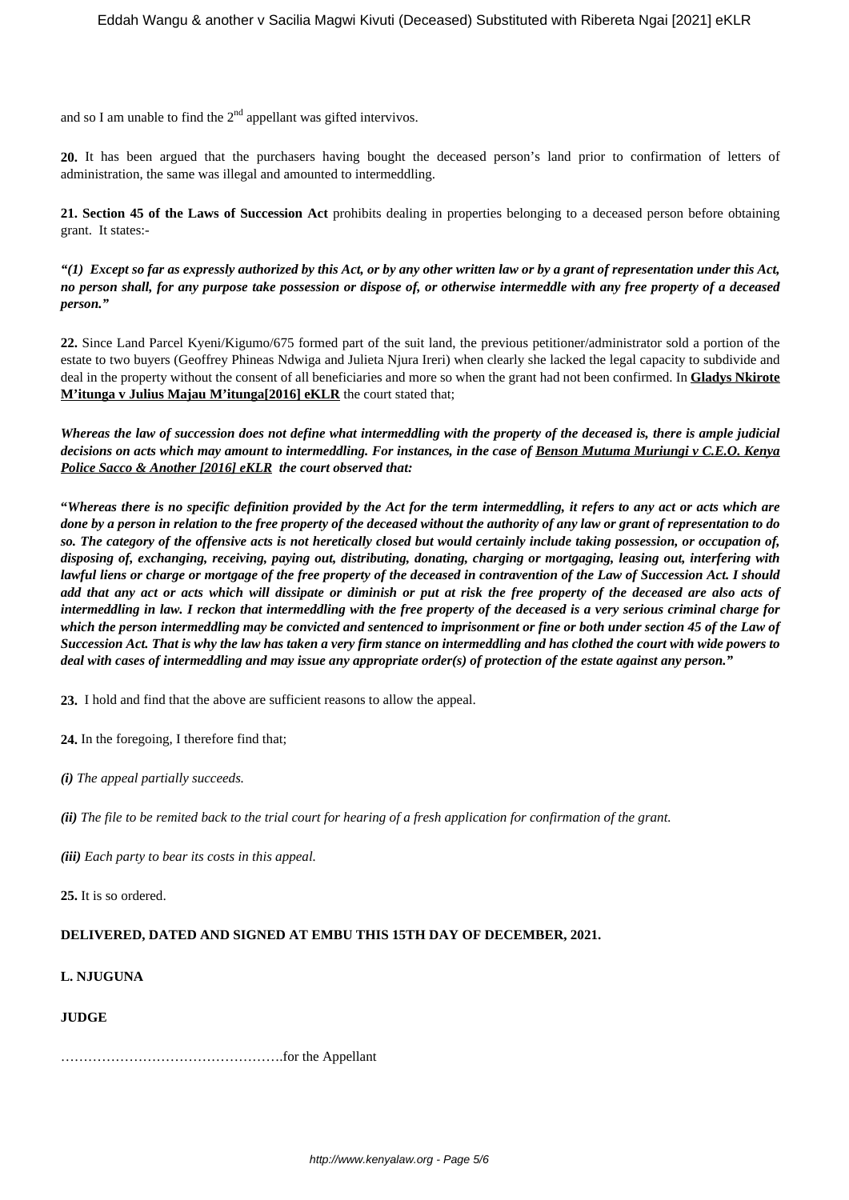and so I am unable to find the 2nd appellant was gifted intervivos.

**20.** It has been argued that the purchasers having bought the deceased person's land prior to confirmation of letters of administration, the same was illegal and amounted to intermeddling.

**21. Section 45 of the Laws of Succession Act** prohibits dealing in properties belonging to a deceased person before obtaining grant. It states:-

***"(1) Except so far as expressly authorized by this Act, or by any other written law or by a grant of representation under this Act, no person shall, for any purpose take possession or dispose of, or otherwise intermeddle with any free property of a deceased person."***

**22.** Since Land Parcel Kyeni/Kigumo/675 formed part of the suit land, the previous petitioner/administrator sold a portion of the estate to two buyers (Geoffrey Phineas Ndwiga and Julieta Njura Ireri) when clearly she lacked the legal capacity to subdivide and deal in the property without the consent of all beneficiaries and more so when the grant had not been confirmed. In **Gladys Nkirote M'itunga v Julius Majau M'itunga[2016] eKLR** the court stated that;

***Whereas the law of succession does not define what intermeddling with the property of the deceased is, there is ample judicial decisions on acts which may amount to intermeddling. For instances, in the case of Benson Mutuma Muriungi v C.E.O. Kenya Police Sacco & Another [2016] eKLR the court observed that:***

**"*Whereas there is no specific definition provided by the Act for the term intermeddling, it refers to any act or acts which are done by a person in relation to the free property of the deceased without the authority of any law or grant of representation to do so. The category of the offensive acts is not heretically closed but would certainly include taking possession, or occupation of, disposing of, exchanging, receiving, paying out, distributing, donating, charging or mortgaging, leasing out, interfering with lawful liens or charge or mortgage of the free property of the deceased in contravention of the Law of Succession Act. I should add that any act or acts which will dissipate or diminish or put at risk the free property of the deceased are also acts of intermeddling in law. I reckon that intermeddling with the free property of the deceased is a very serious criminal charge for which the person intermeddling may be convicted and sentenced to imprisonment or fine or both under section 45 of the Law of Succession Act. That is why the law has taken a very firm stance on intermeddling and has clothed the court with wide powers to deal with cases of intermeddling and may issue any appropriate order(s) of protection of the estate against any person."***

**23.** I hold and find that the above are sufficient reasons to allow the appeal.

**24.** In the foregoing, I therefore find that;

***(i)*** *The appeal partially succeeds.*

***(ii)*** *The file to be remited back to the trial court for hearing of a fresh application for confirmation of the grant.*

***(iii)*** *Each party to bear its costs in this appeal.*

**25.** It is so ordered.

**DELIVERED, DATED AND SIGNED AT EMBU THIS 15TH DAY OF DECEMBER, 2021.**

**L. NJUGUNA**

**JUDGE**

………………………………………….for the Appellant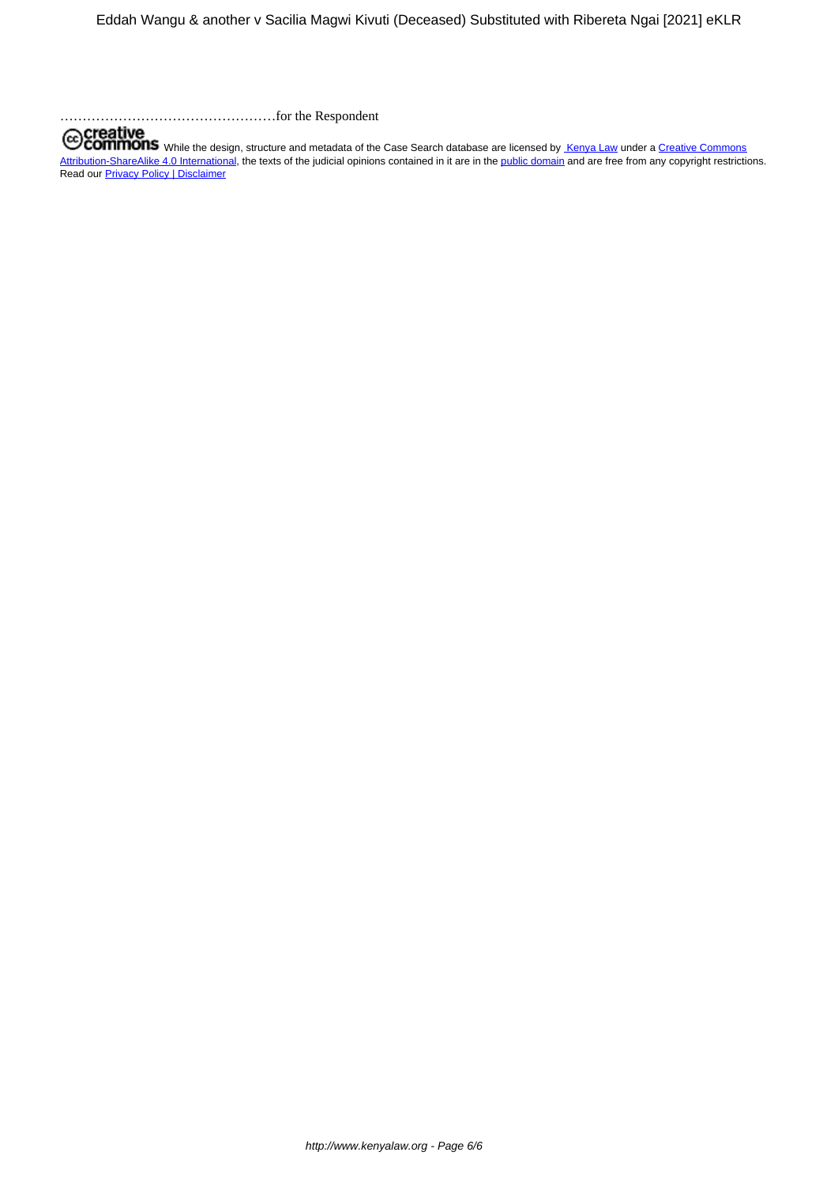…………………………………………for the Respondent

While the design, structure and metadata of the Case Search database are licensed by Kenya Law under a Creative Commons Attribution-ShareAlike 4.0 International, the texts of the judicial opinions contained in it are in the public domain and are free from any copyright restrictions.
Read our Privacy Policy | Disclaimer